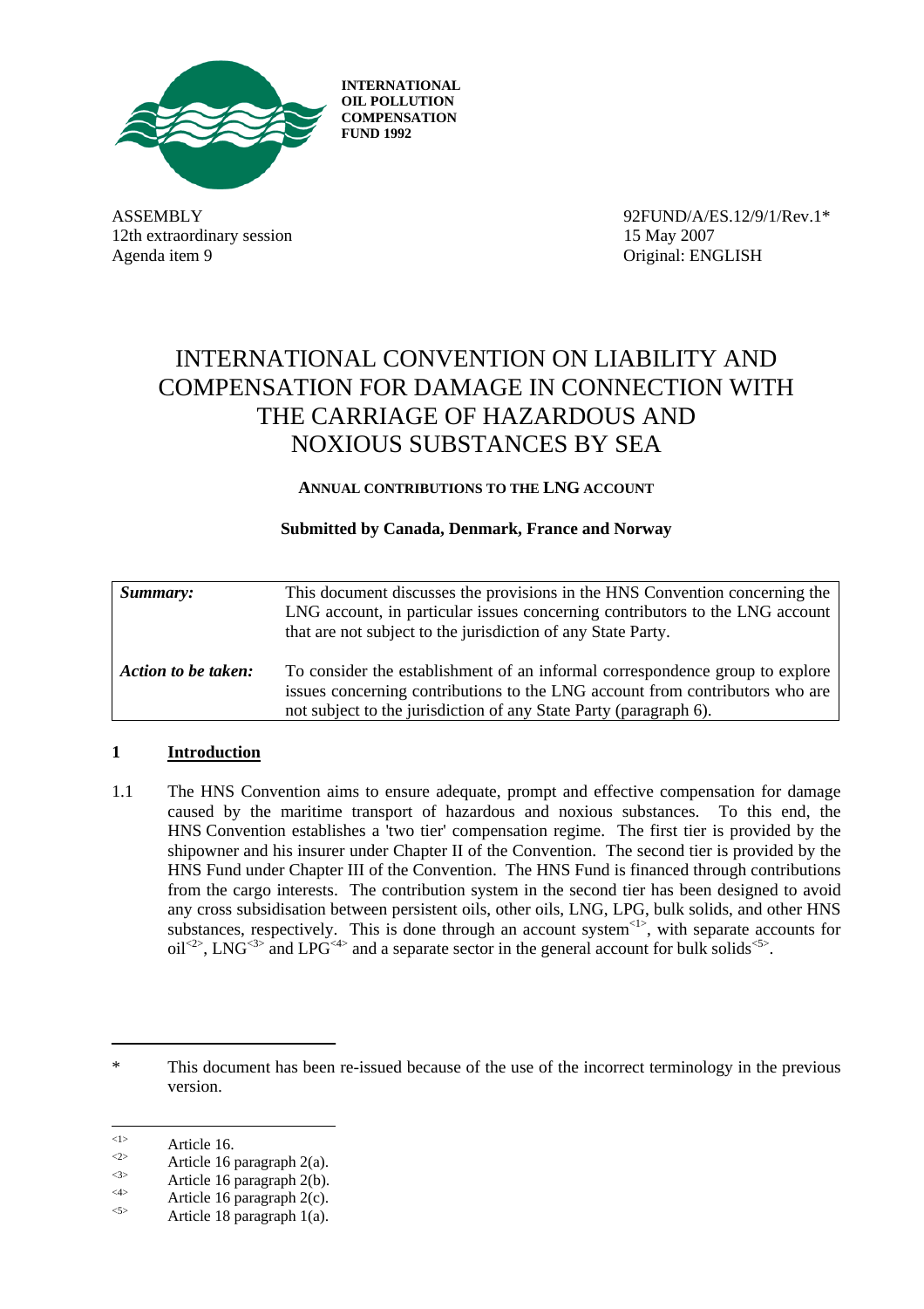**INTERNATIONAL OIL POLLUTION COMPENSATION FUND 1992**

ASSEMBLY
12th extraordinary session
Agenda item 9

92FUND/A/ES.12/9/1/Rev.1*
15 May 2007
Original: ENGLISH

# INTERNATIONAL CONVENTION ON LIABILITY AND COMPENSATION FOR DAMAGE IN CONNECTION WITH THE CARRIAGE OF HAZARDOUS AND NOXIOUS SUBSTANCES BY SEA

**ANNUAL CONTRIBUTIONS TO THE LNG ACCOUNT**

**Submitted by Canada, Denmark, France and Norway**

| | |
|---|---|
| ***Summary:*** | This document discusses the provisions in the HNS Convention concerning the LNG account, in particular issues concerning contributors to the LNG account that are not subject to the jurisdiction of any State Party. |
| ***Action to be taken:*** | To consider the establishment of an informal correspondence group to explore issues concerning contributions to the LNG account from contributors who are not subject to the jurisdiction of any State Party (paragraph 6). |

## 1 Introduction

1.1 The HNS Convention aims to ensure adequate, prompt and effective compensation for damage caused by the maritime transport of hazardous and noxious substances. To this end, the HNS Convention establishes a 'two tier' compensation regime. The first tier is provided by the shipowner and his insurer under Chapter II of the Convention. The second tier is provided by the HNS Fund under Chapter III of the Convention. The HNS Fund is financed through contributions from the cargo interests. The contribution system in the second tier has been designed to avoid any cross subsidisation between persistent oils, other oils, LNG, LPG, bulk solids, and other HNS substances, respectively. This is done through an account system[1], with separate accounts for oil[2], LNG[3] and LPG[4] and a separate sector in the general account for bulk solids[5].

\* This document has been re-issued because of the use of the incorrect terminology in the previous version.

[1] Article 16.
[2] Article 16 paragraph 2(a).
[3] Article 16 paragraph 2(b).
[4] Article 16 paragraph 2(c).
[5] Article 18 paragraph 1(a).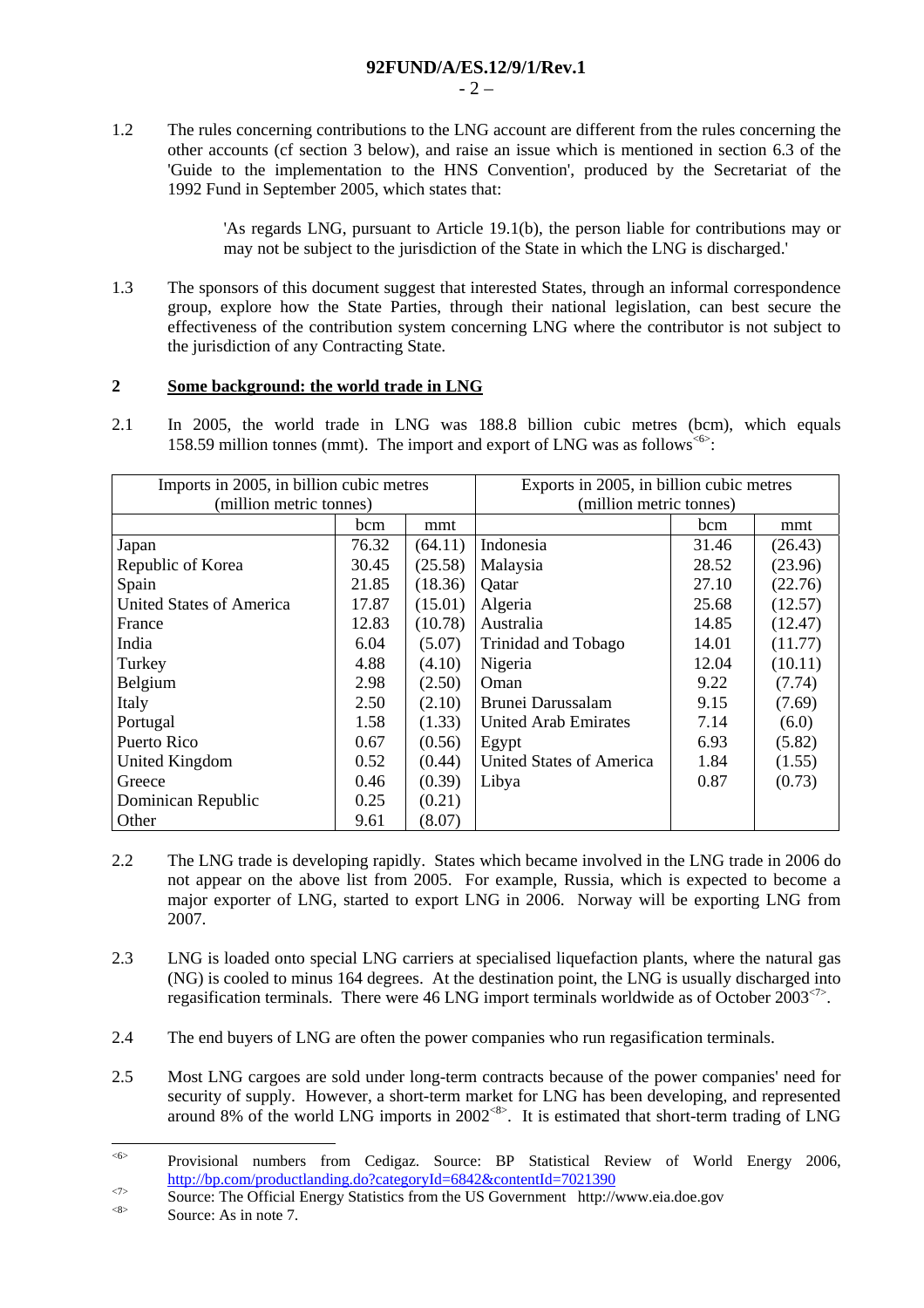1.2 The rules concerning contributions to the LNG account are different from the rules concerning the other accounts (cf section 3 below), and raise an issue which is mentioned in section 6.3 of the 'Guide to the implementation to the HNS Convention', produced by the Secretariat of the 1992 Fund in September 2005, which states that:

> 'As regards LNG, pursuant to Article 19.1(b), the person liable for contributions may or may not be subject to the jurisdiction of the State in which the LNG is discharged.'

1.3 The sponsors of this document suggest that interested States, through an informal correspondence group, explore how the State Parties, through their national legislation, can best secure the effectiveness of the contribution system concerning LNG where the contributor is not subject to the jurisdiction of any Contracting State.

## 2 Some background: the world trade in LNG

2.1 In 2005, the world trade in LNG was 188.8 billion cubic metres (bcm), which equals 158.59 million tonnes (mmt). The import and export of LNG was as follows[6]:

| Imports in 2005, in billion cubic metres (million metric tonnes) | | | Exports in 2005, in billion cubic metres (million metric tonnes) | | |
|---|---|---|---|---|---|
| | bcm | mmt | | bcm | mmt |
| Japan | 76.32 | (64.11) | Indonesia | 31.46 | (26.43) |
| Republic of Korea | 30.45 | (25.58) | Malaysia | 28.52 | (23.96) |
| Spain | 21.85 | (18.36) | Qatar | 27.10 | (22.76) |
| United States of America | 17.87 | (15.01) | Algeria | 25.68 | (12.57) |
| France | 12.83 | (10.78) | Australia | 14.85 | (12.47) |
| India | 6.04 | (5.07) | Trinidad and Tobago | 14.01 | (11.77) |
| Turkey | 4.88 | (4.10) | Nigeria | 12.04 | (10.11) |
| Belgium | 2.98 | (2.50) | Oman | 9.22 | (7.74) |
| Italy | 2.50 | (2.10) | Brunei Darussalam | 9.15 | (7.69) |
| Portugal | 1.58 | (1.33) | United Arab Emirates | 7.14 | (6.0) |
| Puerto Rico | 0.67 | (0.56) | Egypt | 6.93 | (5.82) |
| United Kingdom | 0.52 | (0.44) | United States of America | 1.84 | (1.55) |
| Greece | 0.46 | (0.39) | Libya | 0.87 | (0.73) |
| Dominican Republic | 0.25 | (0.21) | | | |
| Other | 9.61 | (8.07) | | | |

2.2 The LNG trade is developing rapidly. States which became involved in the LNG trade in 2006 do not appear on the above list from 2005. For example, Russia, which is expected to become a major exporter of LNG, started to export LNG in 2006. Norway will be exporting LNG from 2007.

2.3 LNG is loaded onto special LNG carriers at specialised liquefaction plants, where the natural gas (NG) is cooled to minus 164 degrees. At the destination point, the LNG is usually discharged into regasification terminals. There were 46 LNG import terminals worldwide as of October 2003[7].

2.4 The end buyers of LNG are often the power companies who run regasification terminals.

2.5 Most LNG cargoes are sold under long-term contracts because of the power companies' need for security of supply. However, a short-term market for LNG has been developing, and represented around 8% of the world LNG imports in 2002[8]. It is estimated that short-term trading of LNG

---

[6] Provisional numbers from Cedigaz. Source: BP Statistical Review of World Energy 2006, http://bp.com/productlanding.do?categoryId=6842&contentId=7021390

[7] Source: The Official Energy Statistics from the US Government http://www.eia.doe.gov

[8] Source: As in note 7.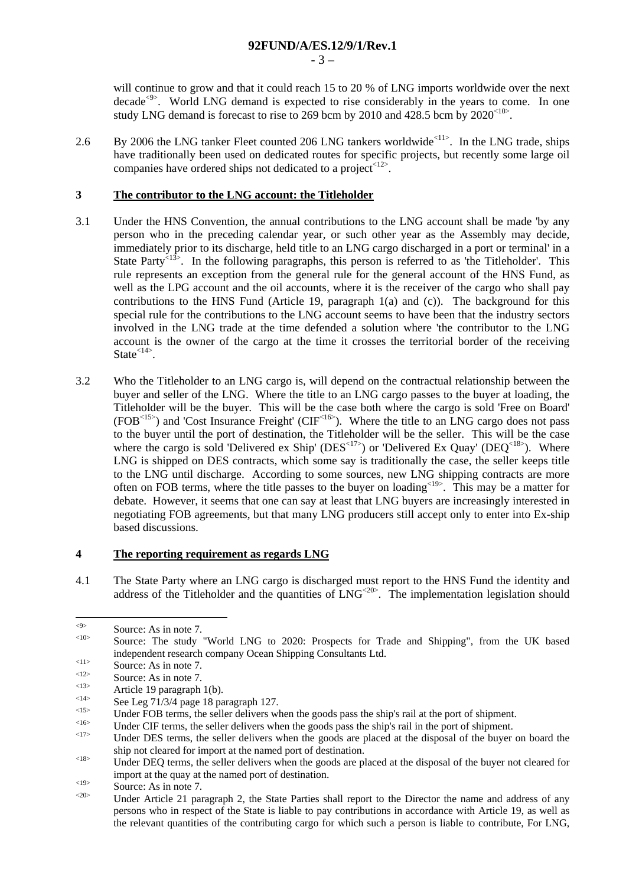will continue to grow and that it could reach 15 to 20 % of LNG imports worldwide over the next decade[9]. World LNG demand is expected to rise considerably in the years to come. In one study LNG demand is forecast to rise to 269 bcm by 2010 and 428.5 bcm by 2020[10].

2.6 By 2006 the LNG tanker Fleet counted 206 LNG tankers worldwide[11]. In the LNG trade, ships have traditionally been used on dedicated routes for specific projects, but recently some large oil companies have ordered ships not dedicated to a project[12].

## 3 The contributor to the LNG account: the Titleholder

3.1 Under the HNS Convention, the annual contributions to the LNG account shall be made 'by any person who in the preceding calendar year, or such other year as the Assembly may decide, immediately prior to its discharge, held title to an LNG cargo discharged in a port or terminal' in a State Party[13]. In the following paragraphs, this person is referred to as 'the Titleholder'. This rule represents an exception from the general rule for the general account of the HNS Fund, as well as the LPG account and the oil accounts, where it is the receiver of the cargo who shall pay contributions to the HNS Fund (Article 19, paragraph 1(a) and (c)). The background for this special rule for the contributions to the LNG account seems to have been that the industry sectors involved in the LNG trade at the time defended a solution where 'the contributor to the LNG account is the owner of the cargo at the time it crosses the territorial border of the receiving State[14].

3.2 Who the Titleholder to an LNG cargo is, will depend on the contractual relationship between the buyer and seller of the LNG. Where the title to an LNG cargo passes to the buyer at loading, the Titleholder will be the buyer. This will be the case both where the cargo is sold 'Free on Board' (FOB[15]) and 'Cost Insurance Freight' (CIF[16]). Where the title to an LNG cargo does not pass to the buyer until the port of destination, the Titleholder will be the seller. This will be the case where the cargo is sold 'Delivered ex Ship' (DES[17]) or 'Delivered Ex Quay' (DEQ[18]). Where LNG is shipped on DES contracts, which some say is traditionally the case, the seller keeps title to the LNG until discharge. According to some sources, new LNG shipping contracts are more often on FOB terms, where the title passes to the buyer on loading[19]. This may be a matter for debate. However, it seems that one can say at least that LNG buyers are increasingly interested in negotiating FOB agreements, but that many LNG producers still accept only to enter into Ex-ship based discussions.

## 4 The reporting requirement as regards LNG

4.1 The State Party where an LNG cargo is discharged must report to the HNS Fund the identity and address of the Titleholder and the quantities of LNG[20]. The implementation legislation should

---

[9] Source: As in note 7.

[10] Source: The study "World LNG to 2020: Prospects for Trade and Shipping", from the UK based independent research company Ocean Shipping Consultants Ltd.

[11] Source: As in note 7.

[12] Source: As in note 7.

[13] Article 19 paragraph 1(b).

[14] See Leg 71/3/4 page 18 paragraph 127.

[15] Under FOB terms, the seller delivers when the goods pass the ship's rail at the port of shipment.

[16] Under CIF terms, the seller delivers when the goods pass the ship's rail in the port of shipment.

[17] Under DES terms, the seller delivers when the goods are placed at the disposal of the buyer on board the ship not cleared for import at the named port of destination.

[18] Under DEQ terms, the seller delivers when the goods are placed at the disposal of the buyer not cleared for import at the quay at the named port of destination.

[19] Source: As in note 7.

[20] Under Article 21 paragraph 2, the State Parties shall report to the Director the name and address of any persons who in respect of the State is liable to pay contributions in accordance with Article 19, as well as the relevant quantities of the contributing cargo for which such a person is liable to contribute, For LNG,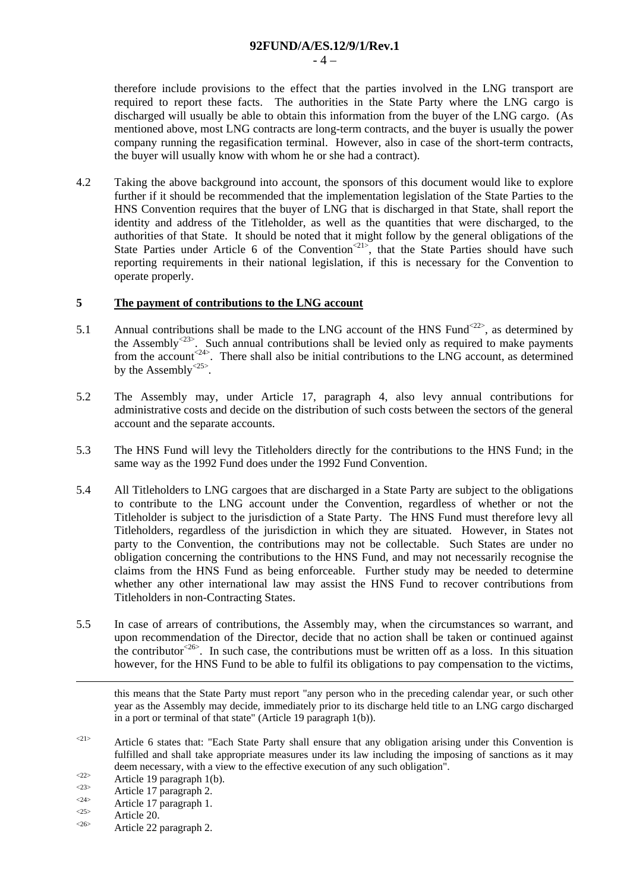therefore include provisions to the effect that the parties involved in the LNG transport are required to report these facts. The authorities in the State Party where the LNG cargo is discharged will usually be able to obtain this information from the buyer of the LNG cargo. (As mentioned above, most LNG contracts are long-term contracts, and the buyer is usually the power company running the regasification terminal. However, also in case of the short-term contracts, the buyer will usually know with whom he or she had a contract).

4.2 Taking the above background into account, the sponsors of this document would like to explore further if it should be recommended that the implementation legislation of the State Parties to the HNS Convention requires that the buyer of LNG that is discharged in that State, shall report the identity and address of the Titleholder, as well as the quantities that were discharged, to the authorities of that State. It should be noted that it might follow by the general obligations of the State Parties under Article 6 of the Convention[21], that the State Parties should have such reporting requirements in their national legislation, if this is necessary for the Convention to operate properly.

## 5 The payment of contributions to the LNG account

5.1 Annual contributions shall be made to the LNG account of the HNS Fund[22], as determined by the Assembly[23]. Such annual contributions shall be levied only as required to make payments from the account[24]. There shall also be initial contributions to the LNG account, as determined by the Assembly[25].

5.2 The Assembly may, under Article 17, paragraph 4, also levy annual contributions for administrative costs and decide on the distribution of such costs between the sectors of the general account and the separate accounts.

5.3 The HNS Fund will levy the Titleholders directly for the contributions to the HNS Fund; in the same way as the 1992 Fund does under the 1992 Fund Convention.

5.4 All Titleholders to LNG cargoes that are discharged in a State Party are subject to the obligations to contribute to the LNG account under the Convention, regardless of whether or not the Titleholder is subject to the jurisdiction of a State Party. The HNS Fund must therefore levy all Titleholders, regardless of the jurisdiction in which they are situated. However, in States not party to the Convention, the contributions may not be collectable. Such States are under no obligation concerning the contributions to the HNS Fund, and may not necessarily recognise the claims from the HNS Fund as being enforceable. Further study may be needed to determine whether any other international law may assist the HNS Fund to recover contributions from Titleholders in non-Contracting States.

5.5 In case of arrears of contributions, the Assembly may, when the circumstances so warrant, and upon recommendation of the Director, decide that no action shall be taken or continued against the contributor[26]. In such case, the contributions must be written off as a loss. In this situation however, for the HNS Fund to be able to fulfil its obligations to pay compensation to the victims,

---

this means that the State Party must report "any person who in the preceding calendar year, or such other year as the Assembly may decide, immediately prior to its discharge held title to an LNG cargo discharged in a port or terminal of that state" (Article 19 paragraph 1(b)).

[21] Article 6 states that: "Each State Party shall ensure that any obligation arising under this Convention is fulfilled and shall take appropriate measures under its law including the imposing of sanctions as it may deem necessary, with a view to the effective execution of any such obligation".

[22] Article 19 paragraph 1(b).

[23] Article 17 paragraph 2.

[24] Article 17 paragraph 1.

[25] Article 20.

[26] Article 22 paragraph 2.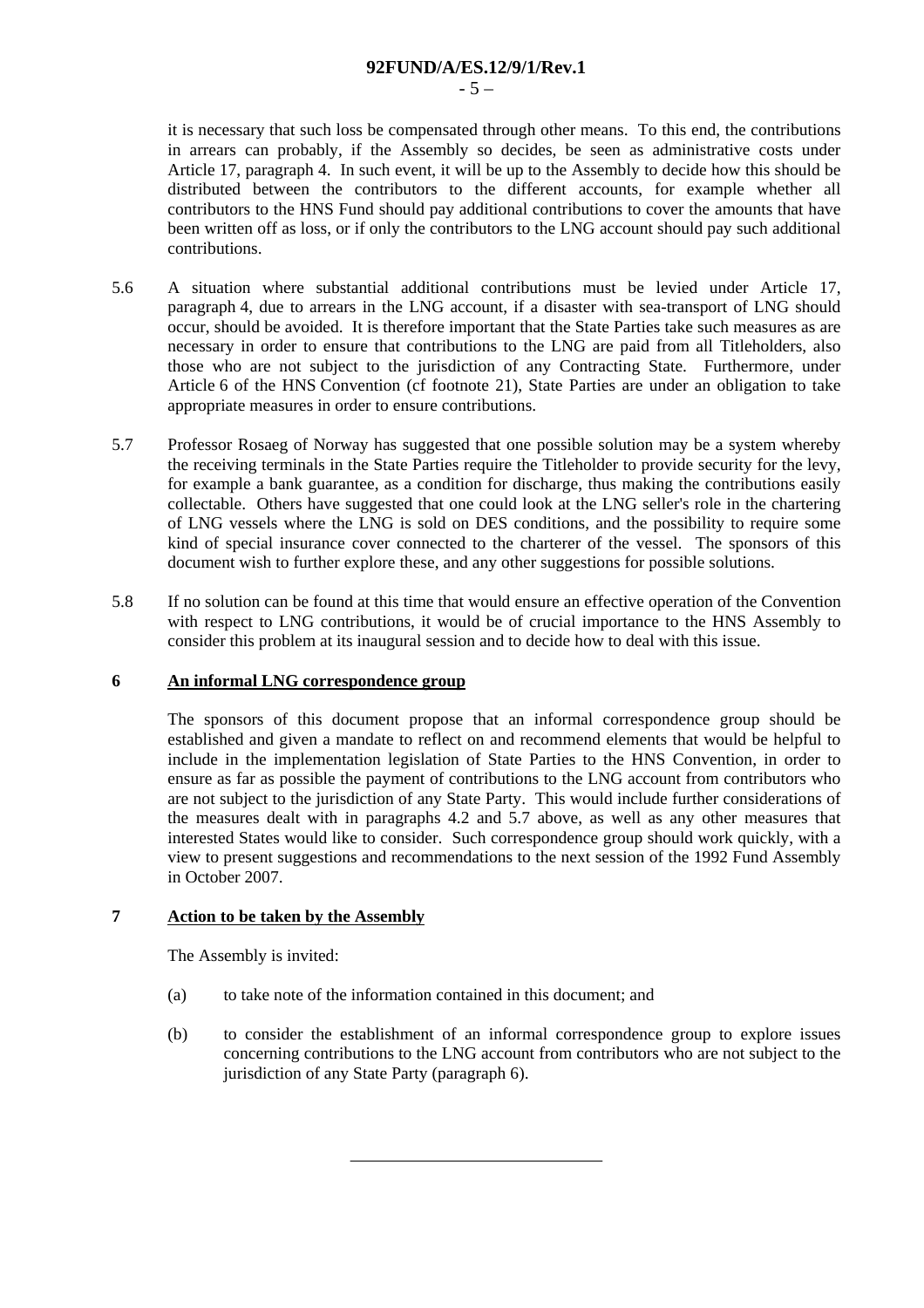it is necessary that such loss be compensated through other means. To this end, the contributions in arrears can probably, if the Assembly so decides, be seen as administrative costs under Article 17, paragraph 4. In such event, it will be up to the Assembly to decide how this should be distributed between the contributors to the different accounts, for example whether all contributors to the HNS Fund should pay additional contributions to cover the amounts that have been written off as loss, or if only the contributors to the LNG account should pay such additional contributions.

5.6 A situation where substantial additional contributions must be levied under Article 17, paragraph 4, due to arrears in the LNG account, if a disaster with sea-transport of LNG should occur, should be avoided. It is therefore important that the State Parties take such measures as are necessary in order to ensure that contributions to the LNG are paid from all Titleholders, also those who are not subject to the jurisdiction of any Contracting State. Furthermore, under Article 6 of the HNS Convention (cf footnote 21), State Parties are under an obligation to take appropriate measures in order to ensure contributions.

5.7 Professor Rosaeg of Norway has suggested that one possible solution may be a system whereby the receiving terminals in the State Parties require the Titleholder to provide security for the levy, for example a bank guarantee, as a condition for discharge, thus making the contributions easily collectable. Others have suggested that one could look at the LNG seller's role in the chartering of LNG vessels where the LNG is sold on DES conditions, and the possibility to require some kind of special insurance cover connected to the charterer of the vessel. The sponsors of this document wish to further explore these, and any other suggestions for possible solutions.

5.8 If no solution can be found at this time that would ensure an effective operation of the Convention with respect to LNG contributions, it would be of crucial importance to the HNS Assembly to consider this problem at its inaugural session and to decide how to deal with this issue.

## 6 An informal LNG correspondence group

The sponsors of this document propose that an informal correspondence group should be established and given a mandate to reflect on and recommend elements that would be helpful to include in the implementation legislation of State Parties to the HNS Convention, in order to ensure as far as possible the payment of contributions to the LNG account from contributors who are not subject to the jurisdiction of any State Party. This would include further considerations of the measures dealt with in paragraphs 4.2 and 5.7 above, as well as any other measures that interested States would like to consider. Such correspondence group should work quickly, with a view to present suggestions and recommendations to the next session of the 1992 Fund Assembly in October 2007.

## 7 Action to be taken by the Assembly

The Assembly is invited:

(a) to take note of the information contained in this document; and

(b) to consider the establishment of an informal correspondence group to explore issues concerning contributions to the LNG account from contributors who are not subject to the jurisdiction of any State Party (paragraph 6).